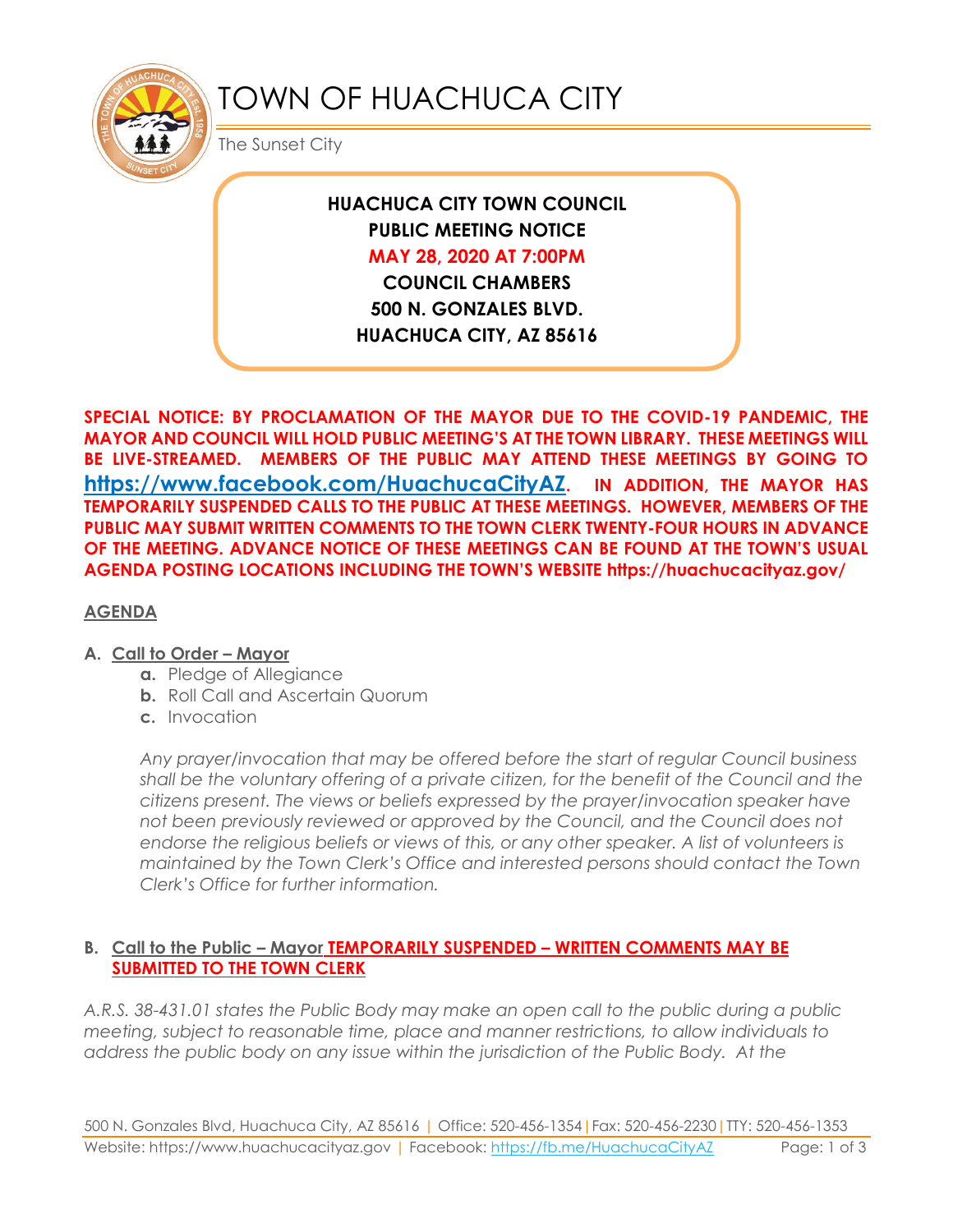# TOWN OF HUACHUCA CITY

The Sunset City

**HUACHUCA CITY TOWN COUNCIL**
**PUBLIC MEETING NOTICE**
**MAY 28, 2020 AT 7:00PM**
**COUNCIL CHAMBERS**
**500 N. GONZALES BLVD.**
**HUACHUCA CITY, AZ 85616**

**SPECIAL NOTICE: BY PROCLAMATION OF THE MAYOR DUE TO THE COVID-19 PANDEMIC, THE MAYOR AND COUNCIL WILL HOLD PUBLIC MEETING'S AT THE TOWN LIBRARY. THESE MEETINGS WILL BE LIVE-STREAMED. MEMBERS OF THE PUBLIC MAY ATTEND THESE MEETINGS BY GOING TO [https://www.facebook.com/HuachucaCityAZ](https://www.facebook.com/HuachucaCityAZ). IN ADDITION, THE MAYOR HAS TEMPORARILY SUSPENDED CALLS TO THE PUBLIC AT THESE MEETINGS. HOWEVER, MEMBERS OF THE PUBLIC MAY SUBMIT WRITTEN COMMENTS TO THE TOWN CLERK TWENTY-FOUR HOURS IN ADVANCE OF THE MEETING. ADVANCE NOTICE OF THESE MEETINGS CAN BE FOUND AT THE TOWN'S USUAL AGENDA POSTING LOCATIONS INCLUDING THE TOWN'S WEBSITE https://huachucacityaz.gov/**

## AGENDA

**A. Call to Order – Mayor**

- **a.** Pledge of Allegiance
- **b.** Roll Call and Ascertain Quorum
- **c.** Invocation

*Any prayer/invocation that may be offered before the start of regular Council business shall be the voluntary offering of a private citizen, for the benefit of the Council and the citizens present. The views or beliefs expressed by the prayer/invocation speaker have not been previously reviewed or approved by the Council, and the Council does not endorse the religious beliefs or views of this, or any other speaker. A list of volunteers is maintained by the Town Clerk's Office and interested persons should contact the Town Clerk's Office for further information.*

**B. Call to the Public – Mayor TEMPORARILY SUSPENDED – WRITTEN COMMENTS MAY BE SUBMITTED TO THE TOWN CLERK**

*A.R.S. 38-431.01 states the Public Body may make an open call to the public during a public meeting, subject to reasonable time, place and manner restrictions, to allow individuals to address the public body on any issue within the jurisdiction of the Public Body. At the*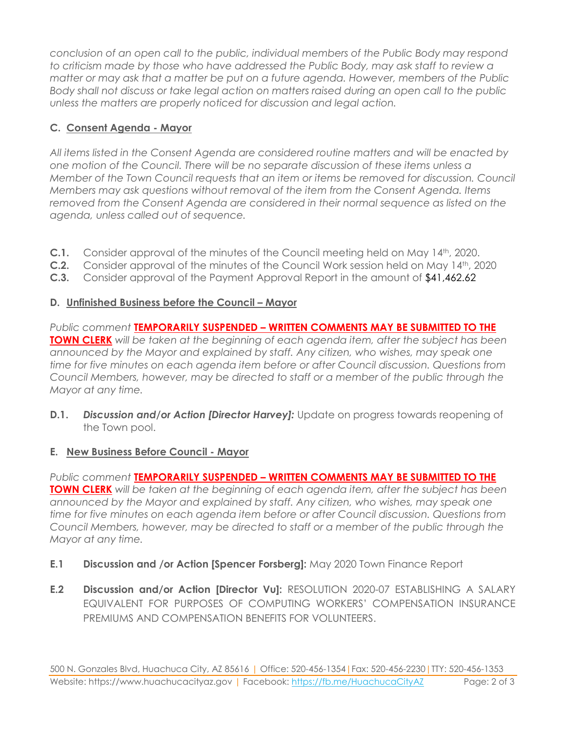*conclusion of an open call to the public, individual members of the Public Body may respond to criticism made by those who have addressed the Public Body, may ask staff to review a matter or may ask that a matter be put on a future agenda. However, members of the Public Body shall not discuss or take legal action on matters raised during an open call to the public unless the matters are properly noticed for discussion and legal action.*

## C. Consent Agenda - Mayor

*All items listed in the Consent Agenda are considered routine matters and will be enacted by one motion of the Council. There will be no separate discussion of these items unless a Member of the Town Council requests that an item or items be removed for discussion. Council Members may ask questions without removal of the item from the Consent Agenda. Items removed from the Consent Agenda are considered in their normal sequence as listed on the agenda, unless called out of sequence.*

**C.1.** Consider approval of the minutes of the Council meeting held on May 14th, 2020.
**C.2.** Consider approval of the minutes of the Council Work session held on May 14th, 2020
**C.3.** Consider approval of the Payment Approval Report in the amount of $41,462.62

## D. Unfinished Business before the Council – Mayor

*Public comment* **TEMPORARILY SUSPENDED – WRITTEN COMMENTS MAY BE SUBMITTED TO THE TOWN CLERK** *will be taken at the beginning of each agenda item, after the subject has been announced by the Mayor and explained by staff. Any citizen, who wishes, may speak one time for five minutes on each agenda item before or after Council discussion. Questions from Council Members, however, may be directed to staff or a member of the public through the Mayor at any time.*

**D.1.** ***Discussion and/or Action [Director Harvey]:*** Update on progress towards reopening of the Town pool.

## E. New Business Before Council - Mayor

*Public comment* **TEMPORARILY SUSPENDED – WRITTEN COMMENTS MAY BE SUBMITTED TO THE TOWN CLERK** *will be taken at the beginning of each agenda item, after the subject has been announced by the Mayor and explained by staff. Any citizen, who wishes, may speak one time for five minutes on each agenda item before or after Council discussion. Questions from Council Members, however, may be directed to staff or a member of the public through the Mayor at any time.*

**E.1** **Discussion and /or Action [Spencer Forsberg]:** May 2020 Town Finance Report

**E.2** **Discussion and/or Action [Director Vu]:** RESOLUTION 2020-07 ESTABLISHING A SALARY EQUIVALENT FOR PURPOSES OF COMPUTING WORKERS' COMPENSATION INSURANCE PREMIUMS AND COMPENSATION BENEFITS FOR VOLUNTEERS.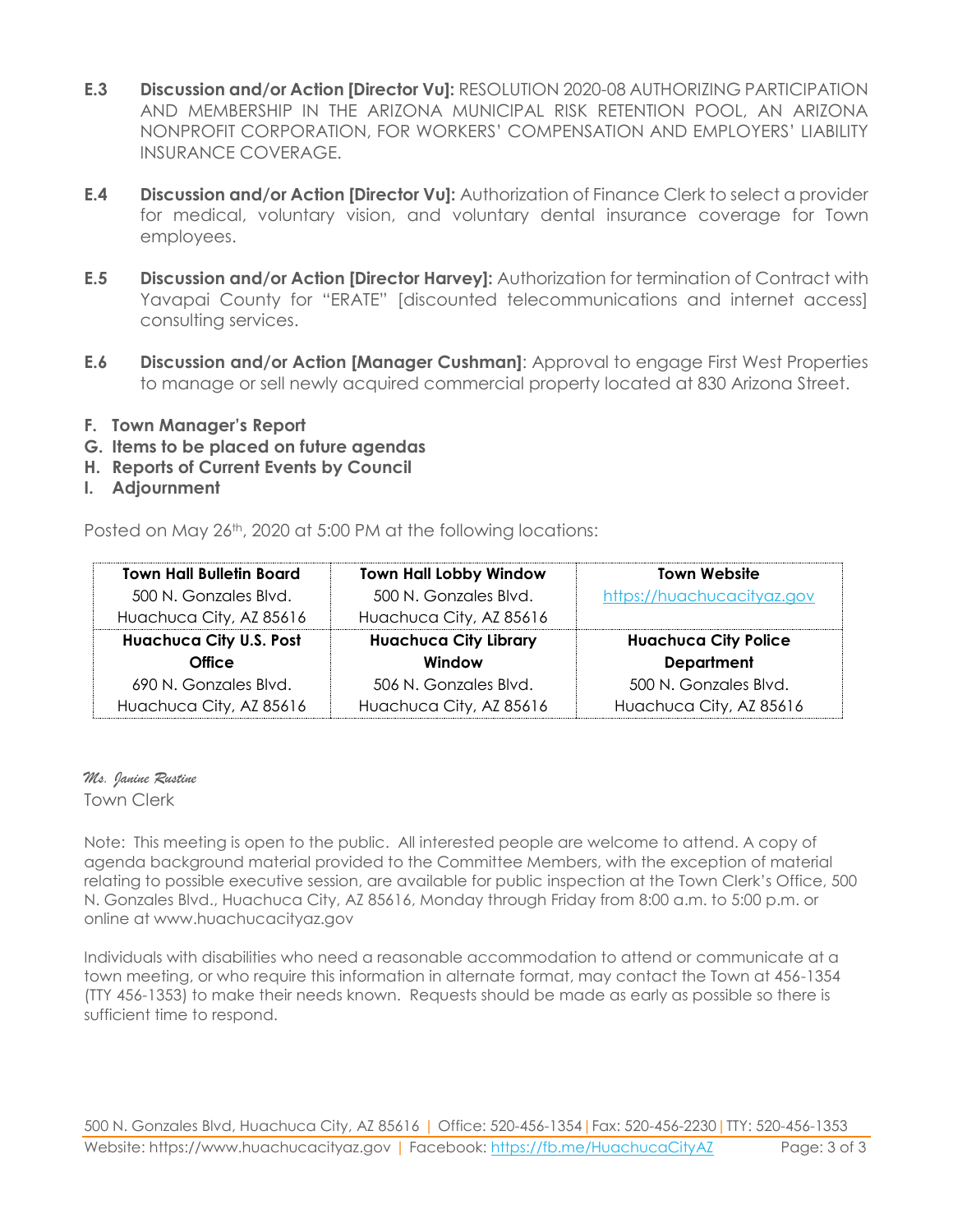**E.3** **Discussion and/or Action [Director Vu]:** RESOLUTION 2020-08 AUTHORIZING PARTICIPATION AND MEMBERSHIP IN THE ARIZONA MUNICIPAL RISK RETENTION POOL, AN ARIZONA NONPROFIT CORPORATION, FOR WORKERS' COMPENSATION AND EMPLOYERS' LIABILITY INSURANCE COVERAGE.

**E.4** **Discussion and/or Action [Director Vu]:** Authorization of Finance Clerk to select a provider for medical, voluntary vision, and voluntary dental insurance coverage for Town employees.

**E.5** **Discussion and/or Action [Director Harvey]:** Authorization for termination of Contract with Yavapai County for "ERATE" [discounted telecommunications and internet access] consulting services.

**E.6** **Discussion and/or Action [Manager Cushman]**: Approval to engage First West Properties to manage or sell newly acquired commercial property located at 830 Arizona Street.

**F. Town Manager's Report**
**G. Items to be placed on future agendas**
**H. Reports of Current Events by Council**
**I. Adjournment**

Posted on May 26th, 2020 at 5:00 PM at the following locations:

| | | |
|---|---|---|
| **Town Hall Bulletin Board**<br>500 N. Gonzales Blvd.<br>Huachuca City, AZ 85616 | **Town Hall Lobby Window**<br>500 N. Gonzales Blvd.<br>Huachuca City, AZ 85616 | **Town Website**<br>https://huachucacityaz.gov |
| **Huachuca City U.S. Post Office**<br>690 N. Gonzales Blvd.<br>Huachuca City, AZ 85616 | **Huachuca City Library Window**<br>506 N. Gonzales Blvd.<br>Huachuca City, AZ 85616 | **Huachuca City Police Department**<br>500 N. Gonzales Blvd.<br>Huachuca City, AZ 85616 |

*Ms. Janine Rustine*
Town Clerk

Note: This meeting is open to the public. All interested people are welcome to attend. A copy of agenda background material provided to the Committee Members, with the exception of material relating to possible executive session, are available for public inspection at the Town Clerk's Office, 500 N. Gonzales Blvd., Huachuca City, AZ 85616, Monday through Friday from 8:00 a.m. to 5:00 p.m. or online at www.huachucacityaz.gov

Individuals with disabilities who need a reasonable accommodation to attend or communicate at a town meeting, or who require this information in alternate format, may contact the Town at 456-1354 (TTY 456-1353) to make their needs known. Requests should be made as early as possible so there is sufficient time to respond.